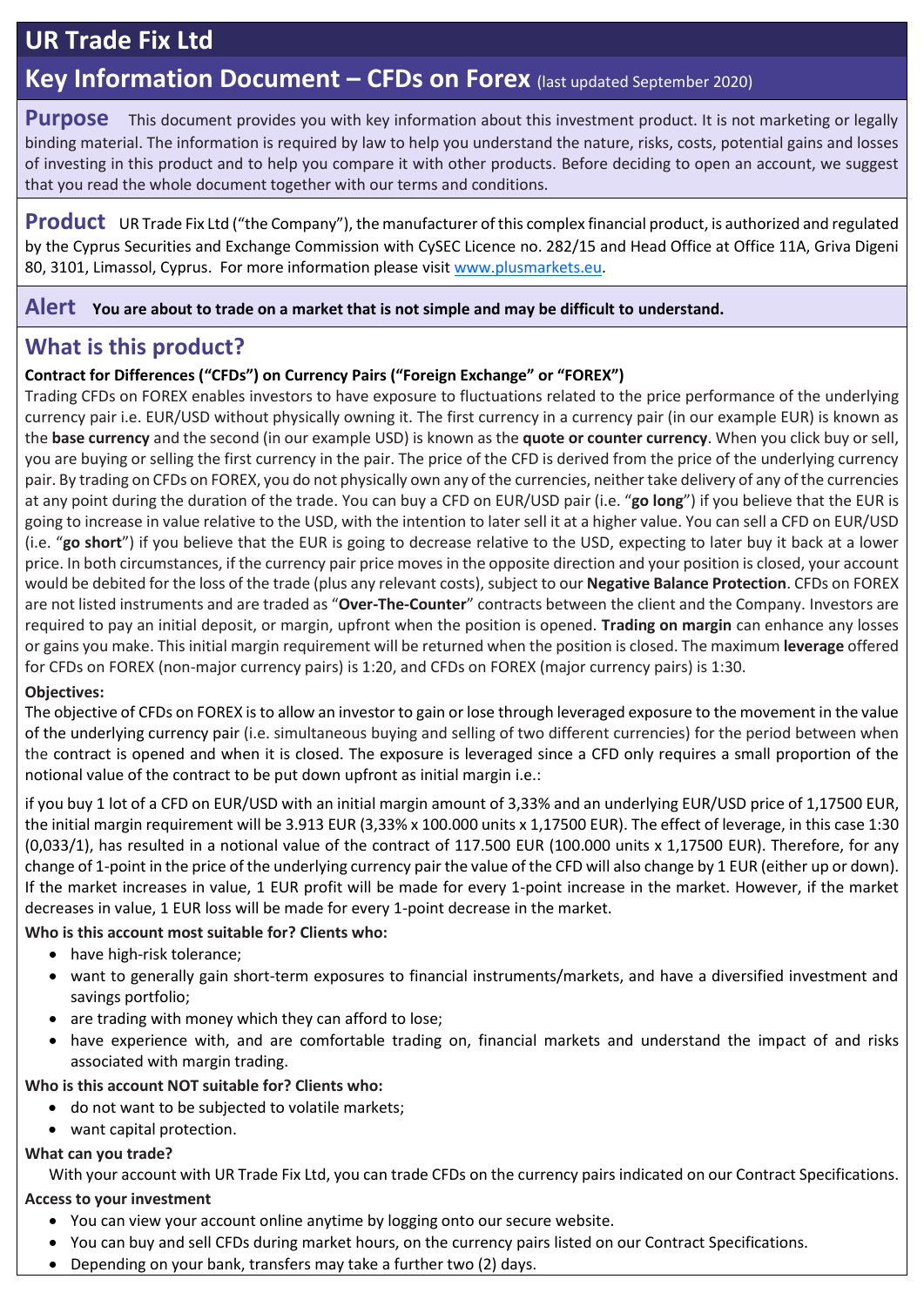# UR Trade Fix Ltd

## Key Information Document – CFDs on Forex (last updated September 2020)

**Purpose** This document provides you with key information about this investment product. It is not marketing or legally binding material. The information is required by law to help you understand the nature, risks, costs, potential gains and losses of investing in this product and to help you compare it with other products. Before deciding to open an account, we suggest that you read the whole document together with our terms and conditions.

**Product** UR Trade Fix Ltd ("the Company"), the manufacturer of this complex financial product, is authorized and regulated by the Cyprus Securities and Exchange Commission with CySEC Licence no. 282/15 and Head Office at Office 11A, Griva Digeni 80, 3101, Limassol, Cyprus. For more information please visit [www.plusmarkets.eu](www.plusmarkets.eu).

**Alert** **You are about to trade on a market that is not simple and may be difficult to understand.**

## What is this product?

**Contract for Differences ("CFDs") on Currency Pairs ("Foreign Exchange" or "FOREX")**

Trading CFDs on FOREX enables investors to have exposure to fluctuations related to the price performance of the underlying currency pair i.e. EUR/USD without physically owning it. The first currency in a currency pair (in our example EUR) is known as the **base currency** and the second (in our example USD) is known as the **quote or counter currency**. When you click buy or sell, you are buying or selling the first currency in the pair. The price of the CFD is derived from the price of the underlying currency pair. By trading on CFDs on FOREX, you do not physically own any of the currencies, neither take delivery of any of the currencies at any point during the duration of the trade. You can buy a CFD on EUR/USD pair (i.e. "**go long**") if you believe that the EUR is going to increase in value relative to the USD, with the intention to later sell it at a higher value. You can sell a CFD on EUR/USD (i.e. "**go short**") if you believe that the EUR is going to decrease relative to the USD, expecting to later buy it back at a lower price. In both circumstances, if the currency pair price moves in the opposite direction and your position is closed, your account would be debited for the loss of the trade (plus any relevant costs), subject to our **Negative Balance Protection**. CFDs on FOREX are not listed instruments and are traded as "**Over-The-Counter**" contracts between the client and the Company. Investors are required to pay an initial deposit, or margin, upfront when the position is opened. **Trading on margin** can enhance any losses or gains you make. This initial margin requirement will be returned when the position is closed. The maximum **leverage** offered for CFDs on FOREX (non-major currency pairs) is 1:20, and CFDs on FOREX (major currency pairs) is 1:30.

**Objectives:**

The objective of CFDs on FOREX is to allow an investor to gain or lose through leveraged exposure to the movement in the value of the underlying currency pair (i.e. simultaneous buying and selling of two different currencies) for the period between when the contract is opened and when it is closed. The exposure is leveraged since a CFD only requires a small proportion of the notional value of the contract to be put down upfront as initial margin i.e.:

if you buy 1 lot of a CFD on EUR/USD with an initial margin amount of 3,33% and an underlying EUR/USD price of 1,17500 EUR, the initial margin requirement will be 3.913 EUR (3,33% x 100.000 units x 1,17500 EUR). The effect of leverage, in this case 1:30 (0,033/1), has resulted in a notional value of the contract of 117.500 EUR (100.000 units x 1,17500 EUR). Therefore, for any change of 1-point in the price of the underlying currency pair the value of the CFD will also change by 1 EUR (either up or down). If the market increases in value, 1 EUR profit will be made for every 1-point increase in the market. However, if the market decreases in value, 1 EUR loss will be made for every 1-point decrease in the market.

**Who is this account most suitable for? Clients who:**

- have high-risk tolerance;
- want to generally gain short-term exposures to financial instruments/markets, and have a diversified investment and savings portfolio;
- are trading with money which they can afford to lose;
- have experience with, and are comfortable trading on, financial markets and understand the impact of and risks associated with margin trading.

**Who is this account NOT suitable for? Clients who:**

- do not want to be subjected to volatile markets;
- want capital protection.

**What can you trade?**

With your account with UR Trade Fix Ltd, you can trade CFDs on the currency pairs indicated on our Contract Specifications.

**Access to your investment**

- You can view your account online anytime by logging onto our secure website.
- You can buy and sell CFDs during market hours, on the currency pairs listed on our Contract Specifications.
- Depending on your bank, transfers may take a further two (2) days.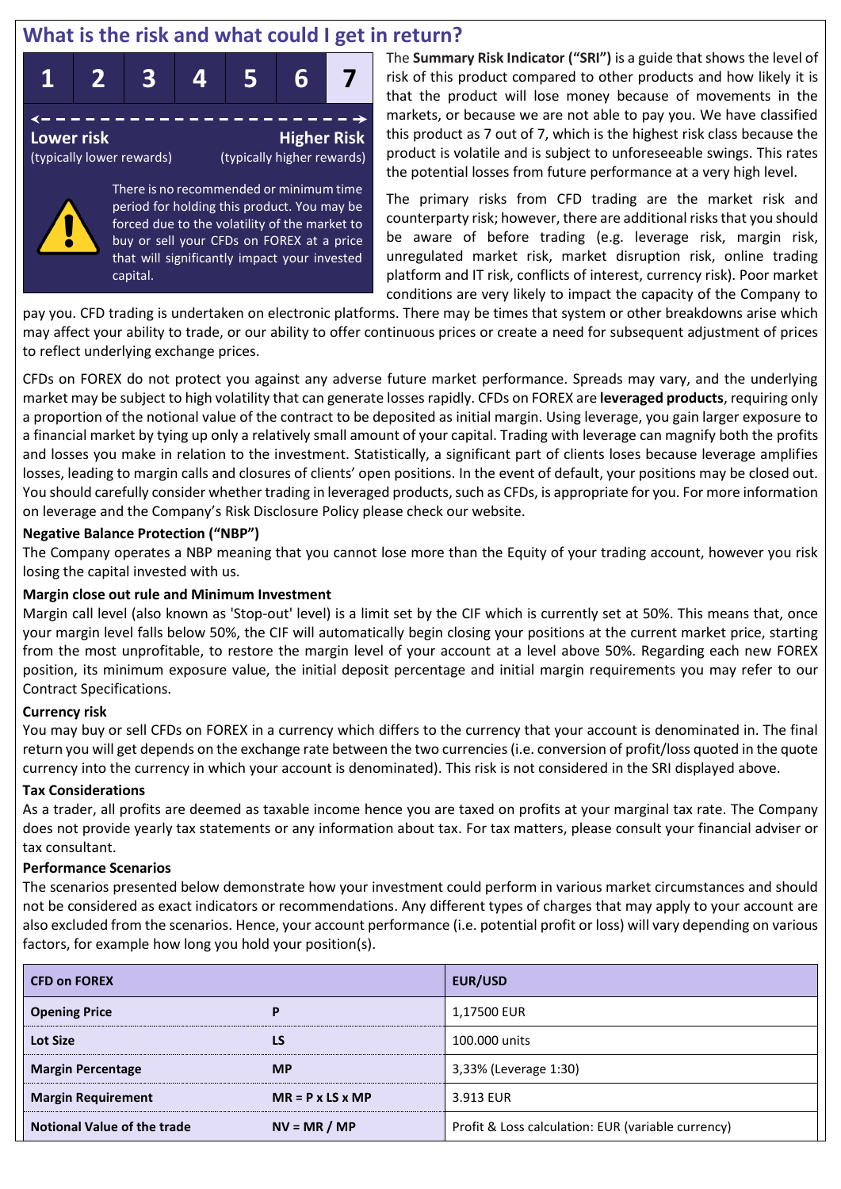## What is the risk and what could I get in return?

| 1 | 2 | 3 | 4 | 5 | 6 | 7 |
|---|---|---|---|---|---|---|

**Lower risk** (typically lower rewards) — **Higher Risk** (typically higher rewards)

There is no recommended or minimum time period for holding this product. You may be forced due to the volatility of the market to buy or sell your CFDs on FOREX at a price that will significantly impact your invested capital.

The **Summary Risk Indicator ("SRI")** is a guide that shows the level of risk of this product compared to other products and how likely it is that the product will lose money because of movements in the markets, or because we are not able to pay you. We have classified this product as 7 out of 7, which is the highest risk class because the product is volatile and is subject to unforeseeable swings. This rates the potential losses from future performance at a very high level.

The primary risks from CFD trading are the market risk and counterparty risk; however, there are additional risks that you should be aware of before trading (e.g. leverage risk, margin risk, unregulated market risk, market disruption risk, online trading platform and IT risk, conflicts of interest, currency risk). Poor market conditions are very likely to impact the capacity of the Company to pay you. CFD trading is undertaken on electronic platforms. There may be times that system or other breakdowns arise which may affect your ability to trade, or our ability to offer continuous prices or create a need for subsequent adjustment of prices to reflect underlying exchange prices.

CFDs on FOREX do not protect you against any adverse future market performance. Spreads may vary, and the underlying market may be subject to high volatility that can generate losses rapidly. CFDs on FOREX are **leveraged products**, requiring only a proportion of the notional value of the contract to be deposited as initial margin. Using leverage, you gain larger exposure to a financial market by tying up only a relatively small amount of your capital. Trading with leverage can magnify both the profits and losses you make in relation to the investment. Statistically, a significant part of clients loses because leverage amplifies losses, leading to margin calls and closures of clients' open positions. In the event of default, your positions may be closed out. You should carefully consider whether trading in leveraged products, such as CFDs, is appropriate for you. For more information on leverage and the Company's Risk Disclosure Policy please check our website.

**Negative Balance Protection ("NBP")**

The Company operates a NBP meaning that you cannot lose more than the Equity of your trading account, however you risk losing the capital invested with us.

**Margin close out rule and Minimum Investment**

Margin call level (also known as 'Stop-out' level) is a limit set by the CIF which is currently set at 50%. This means that, once your margin level falls below 50%, the CIF will automatically begin closing your positions at the current market price, starting from the most unprofitable, to restore the margin level of your account at a level above 50%. Regarding each new FOREX position, its minimum exposure value, the initial deposit percentage and initial margin requirements you may refer to our Contract Specifications.

**Currency risk**

You may buy or sell CFDs on FOREX in a currency which differs to the currency that your account is denominated in. The final return you will get depends on the exchange rate between the two currencies (i.e. conversion of profit/loss quoted in the quote currency into the currency in which your account is denominated). This risk is not considered in the SRI displayed above.

**Tax Considerations**

As a trader, all profits are deemed as taxable income hence you are taxed on profits at your marginal tax rate. The Company does not provide yearly tax statements or any information about tax. For tax matters, please consult your financial adviser or tax consultant.

**Performance Scenarios**

The scenarios presented below demonstrate how your investment could perform in various market circumstances and should not be considered as exact indicators or recommendations. Any different types of charges that may apply to your account are also excluded from the scenarios. Hence, your account performance (i.e. potential profit or loss) will vary depending on various factors, for example how long you hold your position(s).

| CFD on FOREX | | EUR/USD |
|---|---|---|
| **Opening Price** | **P** | 1,17500 EUR |
| **Lot Size** | **LS** | 100.000 units |
| **Margin Percentage** | **MP** | 3,33% (Leverage 1:30) |
| **Margin Requirement** | **MR = P x LS x MP** | 3.913 EUR |
| **Notional Value of the trade** | **NV = MR / MP** | Profit & Loss calculation: EUR (variable currency) |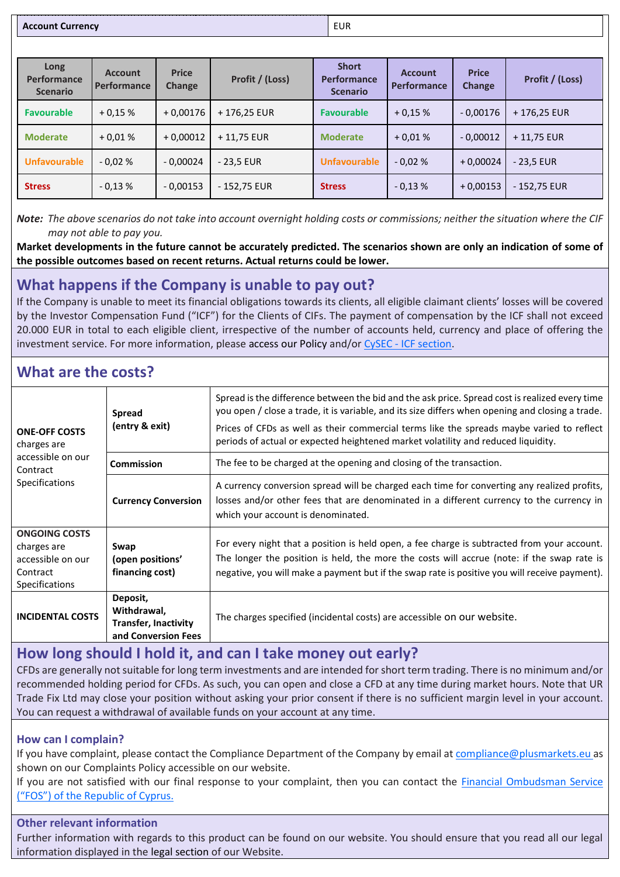| Account Currency | EUR |
|---|---|

| Long Performance Scenario | Account Performance | Price Change | Profit / (Loss) | Short Performance Scenario | Account Performance | Price Change | Profit / (Loss) |
|---|---|---|---|---|---|---|---|
| Favourable | + 0,15 % | + 0,00176 | + 176,25 EUR | Favourable | + 0,15 % | - 0,00176 | + 176,25 EUR |
| Moderate | + 0,01 % | + 0,00012 | + 11,75 EUR | Moderate | + 0,01 % | - 0,00012 | + 11,75 EUR |
| Unfavourable | - 0,02 % | - 0,00024 | - 23,5 EUR | Unfavourable | - 0,02 % | + 0,00024 | - 23,5 EUR |
| Stress | - 0,13 % | - 0,00153 | - 152,75 EUR | Stress | - 0,13 % | + 0,00153 | - 152,75 EUR |

***Note:*** *The above scenarios do not take into account overnight holding costs or commissions; neither the situation where the CIF may not able to pay you.*

**Market developments in the future cannot be accurately predicted. The scenarios shown are only an indication of some of the possible outcomes based on recent returns. Actual returns could be lower.**

## What happens if the Company is unable to pay out?

If the Company is unable to meet its financial obligations towards its clients, all eligible claimant clients' losses will be covered by the Investor Compensation Fund ("ICF") for the Clients of CIFs. The payment of compensation by the ICF shall not exceed 20.000 EUR in total to each eligible client, irrespective of the number of accounts held, currency and place of offering the investment service. For more information, please access our Policy and/or CySEC - ICF section.

## What are the costs?

| | | |
|---|---|---|
| **ONE-OFF COSTS** charges are accessible on our Contract Specifications | **Spread (entry & exit)** | Spread is the difference between the bid and the ask price. Spread cost is realized every time you open / close a trade, it is variable, and its size differs when opening and closing a trade. Prices of CFDs as well as their commercial terms like the spreads maybe varied to reflect periods of actual or expected heightened market volatility and reduced liquidity. |
| | **Commission** | The fee to be charged at the opening and closing of the transaction. |
| | **Currency Conversion** | A currency conversion spread will be charged each time for converting any realized profits, losses and/or other fees that are denominated in a different currency to the currency in which your account is denominated. |
| **ONGOING COSTS** charges are accessible on our Contract Specifications | **Swap (open positions' financing cost)** | For every night that a position is held open, a fee charge is subtracted from your account. The longer the position is held, the more the costs will accrue (note: if the swap rate is negative, you will make a payment but if the swap rate is positive you will receive payment). |
| **INCIDENTAL COSTS** | **Deposit, Withdrawal, Transfer, Inactivity and Conversion Fees** | The charges specified (incidental costs) are accessible on our website. |

## How long should I hold it, and can I take money out early?

CFDs are generally not suitable for long term investments and are intended for short term trading. There is no minimum and/or recommended holding period for CFDs. As such, you can open and close a CFD at any time during market hours. Note that UR Trade Fix Ltd may close your position without asking your prior consent if there is no sufficient margin level in your account. You can request a withdrawal of available funds on your account at any time.

### How can I complain?

If you have complaint, please contact the Compliance Department of the Company by email at compliance@plusmarkets.eu as shown on our Complaints Policy accessible on our website.

If you are not satisfied with our final response to your complaint, then you can contact the Financial Ombudsman Service ("FOS") of the Republic of Cyprus.

### Other relevant information

Further information with regards to this product can be found on our website. You should ensure that you read all our legal information displayed in the legal section of our Website.